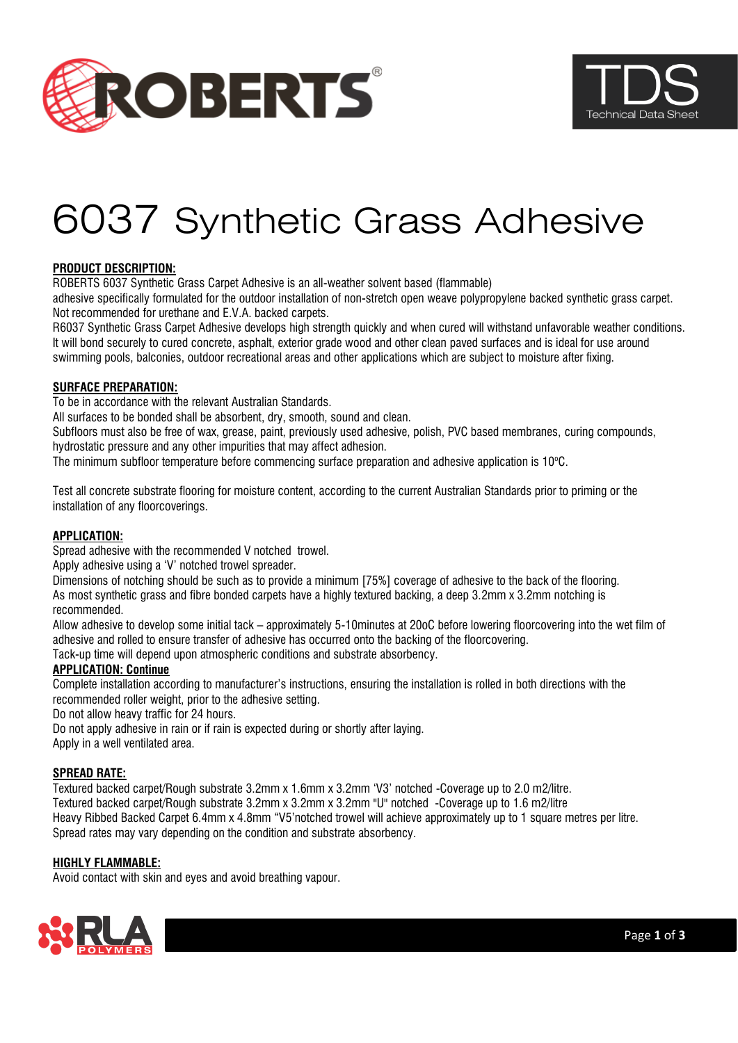ROBERTS®

TDS Technical Data Sheet

# 6037 Synthetic Grass Adhesive

**PRODUCT DESCRIPTION:**

ROBERTS 6037 Synthetic Grass Carpet Adhesive is an all-weather solvent based (flammable) adhesive specifically formulated for the outdoor installation of non-stretch open weave polypropylene backed synthetic grass carpet. Not recommended for urethane and E.V.A. backed carpets.

R6037 Synthetic Grass Carpet Adhesive develops high strength quickly and when cured will withstand unfavorable weather conditions. It will bond securely to cured concrete, asphalt, exterior grade wood and other clean paved surfaces and is ideal for use around swimming pools, balconies, outdoor recreational areas and other applications which are subject to moisture after fixing.

**SURFACE PREPARATION:**

To be in accordance with the relevant Australian Standards.

All surfaces to be bonded shall be absorbent, dry, smooth, sound and clean.

Subfloors must also be free of wax, grease, paint, previously used adhesive, polish, PVC based membranes, curing compounds, hydrostatic pressure and any other impurities that may affect adhesion.

The minimum subfloor temperature before commencing surface preparation and adhesive application is 10ºC.

Test all concrete substrate flooring for moisture content, according to the current Australian Standards prior to priming or the installation of any floorcoverings.

**APPLICATION:**

Spread adhesive with the recommended V notched trowel.

Apply adhesive using a 'V' notched trowel spreader.

Dimensions of notching should be such as to provide a minimum [75%] coverage of adhesive to the back of the flooring.

As most synthetic grass and fibre bonded carpets have a highly textured backing, a deep 3.2mm x 3.2mm notching is recommended.

Allow adhesive to develop some initial tack – approximately 5-10minutes at 20oC before lowering floorcovering into the wet film of adhesive and rolled to ensure transfer of adhesive has occurred onto the backing of the floorcovering.

Tack-up time will depend upon atmospheric conditions and substrate absorbency.

**APPLICATION: Continue**

Complete installation according to manufacturer's instructions, ensuring the installation is rolled in both directions with the recommended roller weight, prior to the adhesive setting.

Do not allow heavy traffic for 24 hours.

Do not apply adhesive in rain or if rain is expected during or shortly after laying.

Apply in a well ventilated area.

**SPREAD RATE:**

Textured backed carpet/Rough substrate 3.2mm x 1.6mm x 3.2mm 'V3' notched -Coverage up to 2.0 m2/litre.

Textured backed carpet/Rough substrate 3.2mm x 3.2mm x 3.2mm "U" notched -Coverage up to 1.6 m2/litre

Heavy Ribbed Backed Carpet 6.4mm x 4.8mm "V5'notched trowel will achieve approximately up to 1 square metres per litre.

Spread rates may vary depending on the condition and substrate absorbency.

**HIGHLY FLAMMABLE:**

Avoid contact with skin and eyes and avoid breathing vapour.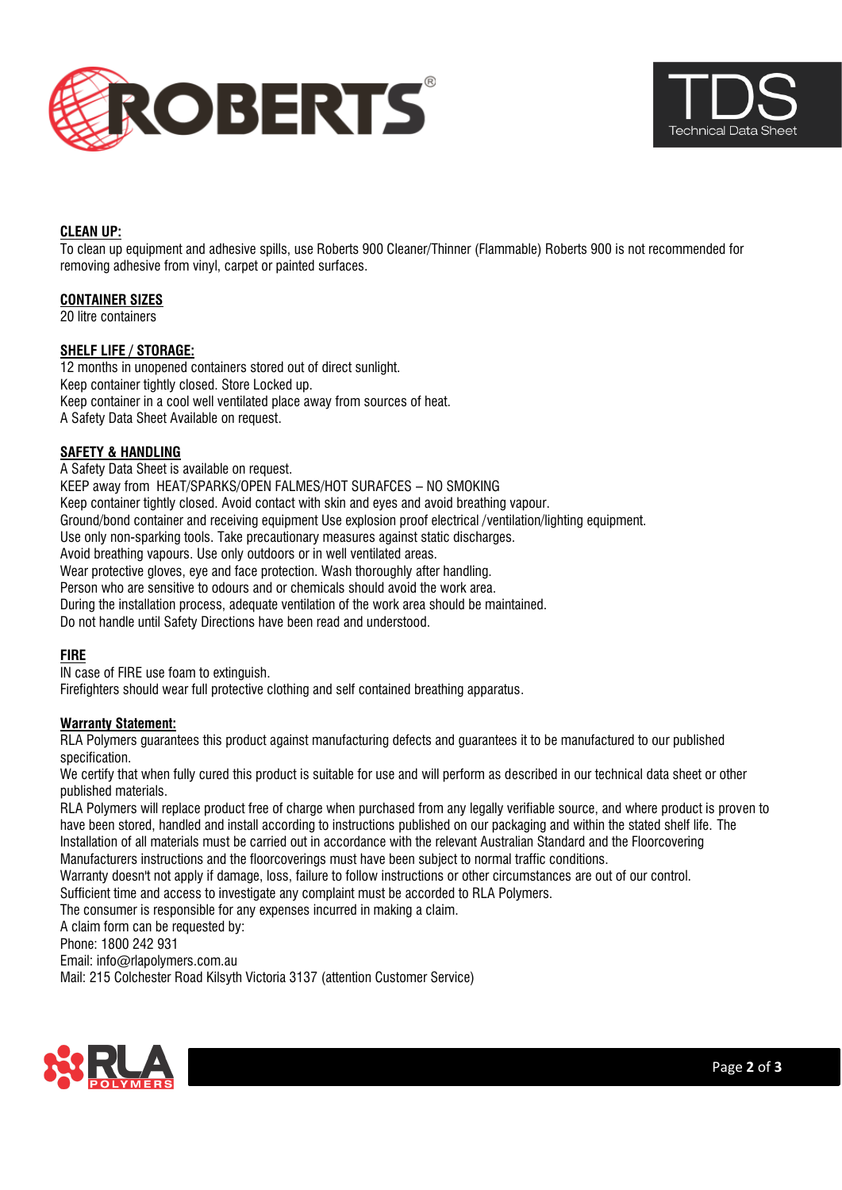**CLEAN UP:**

To clean up equipment and adhesive spills, use Roberts 900 Cleaner/Thinner (Flammable) Roberts 900 is not recommended for removing adhesive from vinyl, carpet or painted surfaces.

**CONTAINER SIZES**

20 litre containers

**SHELF LIFE / STORAGE:**

12 months in unopened containers stored out of direct sunlight.
Keep container tightly closed. Store Locked up.
Keep container in a cool well ventilated place away from sources of heat.
A Safety Data Sheet Available on request.

**SAFETY & HANDLING**

A Safety Data Sheet is available on request.
KEEP away from HEAT/SPARKS/OPEN FALMES/HOT SURFACES – NO SMOKING
Keep container tightly closed. Avoid contact with skin and eyes and avoid breathing vapour.
Ground/bond container and receiving equipment Use explosion proof electrical /ventilation/lighting equipment.
Use only non-sparking tools. Take precautionary measures against static discharges.
Avoid breathing vapours. Use only outdoors or in well ventilated areas.
Wear protective gloves, eye and face protection. Wash thoroughly after handling.
Person who are sensitive to odours and or chemicals should avoid the work area.
During the installation process, adequate ventilation of the work area should be maintained.
Do not handle until Safety Directions have been read and understood.

**FIRE**

IN case of FIRE use foam to extinguish.
Firefighters should wear full protective clothing and self contained breathing apparatus.

**Warranty Statement:**

RLA Polymers guarantees this product against manufacturing defects and guarantees it to be manufactured to our published specification.
We certify that when fully cured this product is suitable for use and will perform as described in our technical data sheet or other published materials.
RLA Polymers will replace product free of charge when purchased from any legally verifiable source, and where product is proven to have been stored, handled and install according to instructions published on our packaging and within the stated shelf life. The Installation of all materials must be carried out in accordance with the relevant Australian Standard and the Floorcovering Manufacturers instructions and the floorcoverings must have been subject to normal traffic conditions.
Warranty doesn't not apply if damage, loss, failure to follow instructions or other circumstances are out of our control.
Sufficient time and access to investigate any complaint must be accorded to RLA Polymers.
The consumer is responsible for any expenses incurred in making a claim.
A claim form can be requested by:
Phone: 1800 242 931
Email: info@rlapolymers.com.au
Mail: 215 Colchester Road Kilsyth Victoria 3137 (attention Customer Service)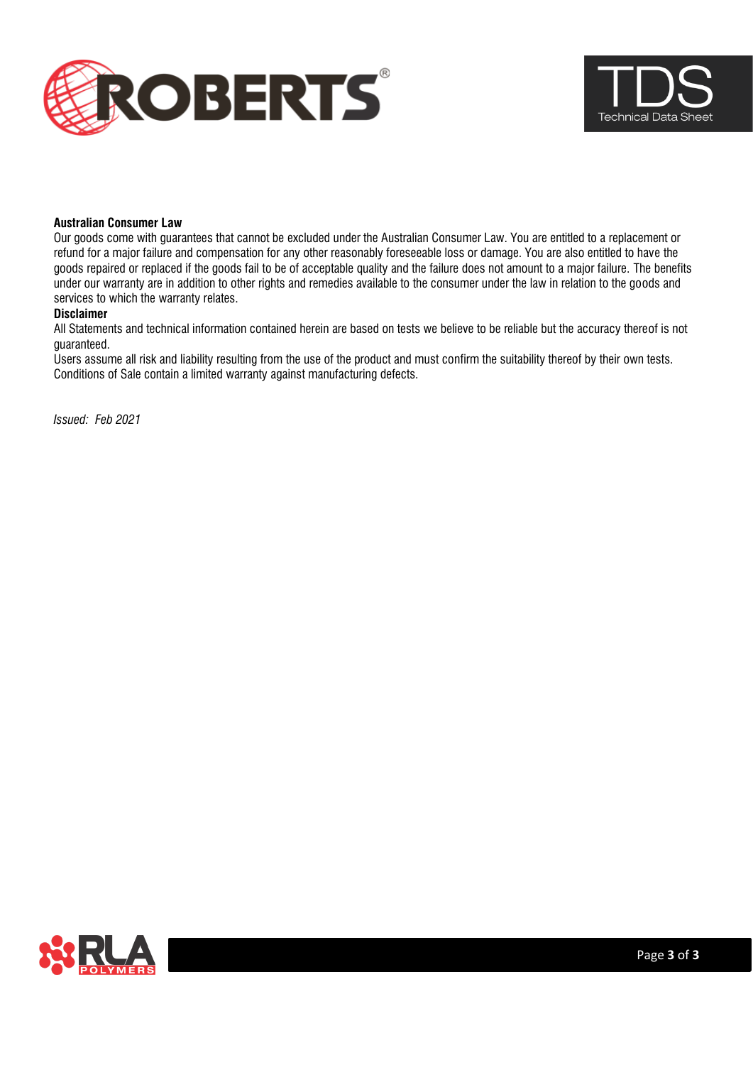**Australian Consumer Law**

Our goods come with guarantees that cannot be excluded under the Australian Consumer Law. You are entitled to a replacement or refund for a major failure and compensation for any other reasonably foreseeable loss or damage. You are also entitled to have the goods repaired or replaced if the goods fail to be of acceptable quality and the failure does not amount to a major failure. The benefits under our warranty are in addition to other rights and remedies available to the consumer under the law in relation to the goods and services to which the warranty relates.

**Disclaimer**

All Statements and technical information contained herein are based on tests we believe to be reliable but the accuracy thereof is not guaranteed.

Users assume all risk and liability resulting from the use of the product and must confirm the suitability thereof by their own tests.

Conditions of Sale contain a limited warranty against manufacturing defects.

*Issued: Feb 2021*